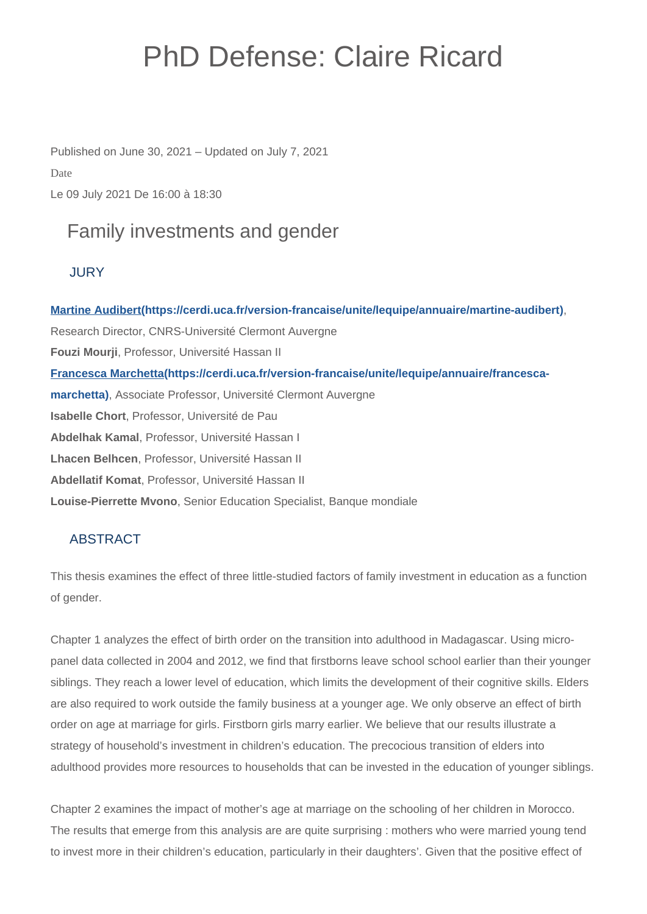# PhD Defense: Claire Ricard

Published on June 30, 2021 – Updated on July 7, 2021

Date

Le 09 July 2021 De 16:00 à 18:30

## Family investments and gender

### JURY

**[Martine Audibert](https://cerdi.uca.fr/version-francaise/unite/lequipe/annuaire/martine-audibert)**, Research Director, CNRS-Université Clermont Auvergne

**Fouzi Mourji**, Professor, Université Hassan II

**[Francesca Marchetta](https://cerdi.uca.fr/version-francaise/unite/lequipe/annuaire/francesca-marchetta)**, Associate Professor, Université Clermont Auvergne

**Isabelle Chort**, Professor, Université de Pau

**Abdelhak Kamal**, Professor, Université Hassan I

**Lhacen Belhcen**, Professor, Université Hassan II

**Abdellatif Komat**, Professor, Université Hassan II

**Louise-Pierrette Mvono**, Senior Education Specialist, Banque mondiale

### ABSTRACT

This thesis examines the effect of three little-studied factors of family investment in education as a function of gender.

Chapter 1 analyzes the effect of birth order on the transition into adulthood in Madagascar. Using micro-panel data collected in 2004 and 2012, we find that firstborns leave school school earlier than their younger siblings. They reach a lower level of education, which limits the development of their cognitive skills. Elders are also required to work outside the family business at a younger age. We only observe an effect of birth order on age at marriage for girls. Firstborn girls marry earlier. We believe that our results illustrate a strategy of household's investment in children's education. The precocious transition of elders into adulthood provides more resources to households that can be invested in the education of younger siblings.

Chapter 2 examines the impact of mother's age at marriage on the schooling of her children in Morocco. The results that emerge from this analysis are are quite surprising : mothers who were married young tend to invest more in their children's education, particularly in their daughters'. Given that the positive effect of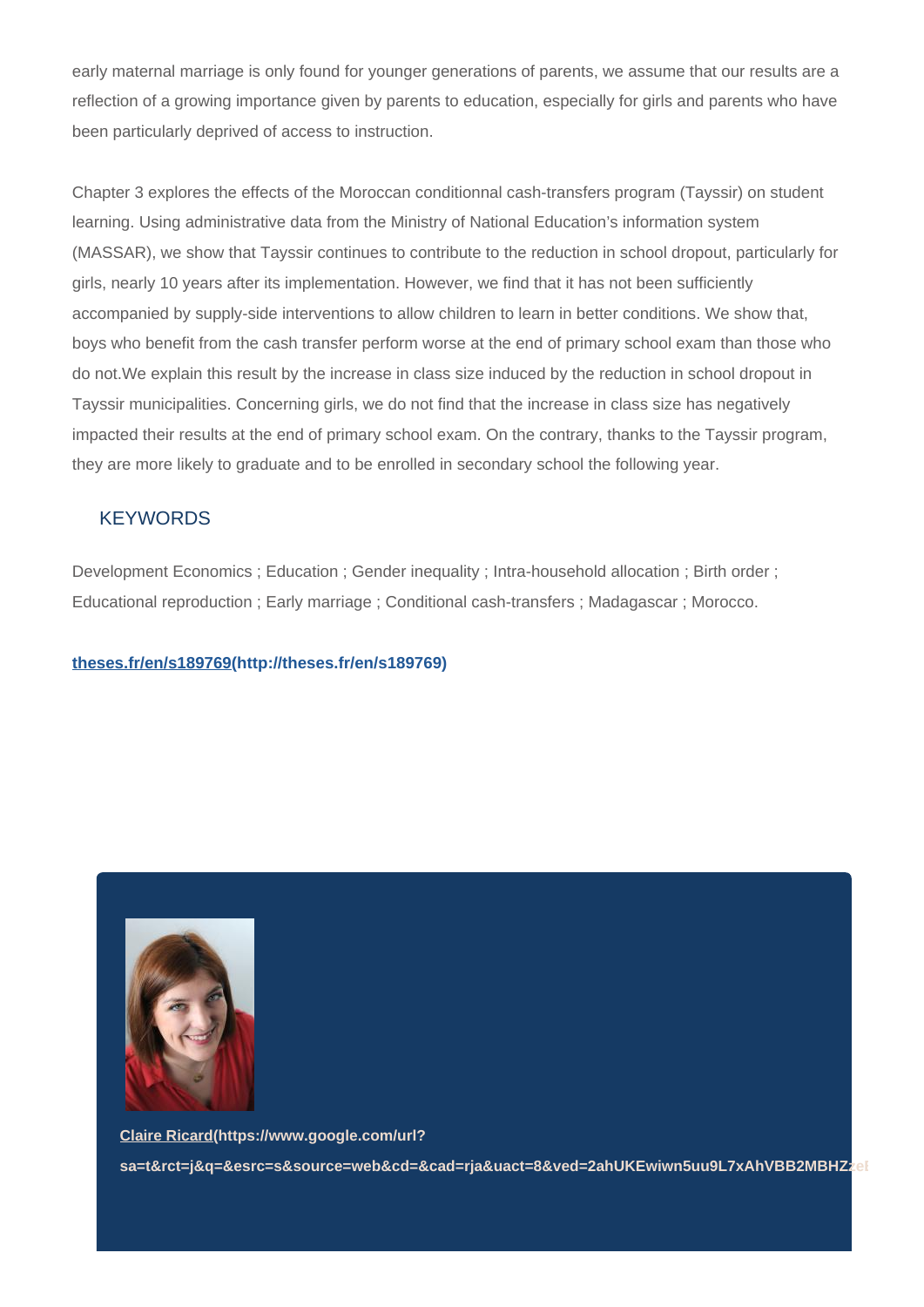early maternal marriage is only found for younger generations of parents, we assume that our results are a reflection of a growing importance given by parents to education, especially for girls and parents who have been particularly deprived of access to instruction.

Chapter 3 explores the effects of the Moroccan conditionnal cash-transfers program (Tayssir) on student learning. Using administrative data from the Ministry of National Education's information system (MASSAR), we show that Tayssir continues to contribute to the reduction in school dropout, particularly for girls, nearly 10 years after its implementation. However, we find that it has not been sufficiently accompanied by supply-side interventions to allow children to learn in better conditions. We show that, boys who benefit from the cash transfer perform worse at the end of primary school exam than those who do not.We explain this result by the increase in class size induced by the reduction in school dropout in Tayssir municipalities. Concerning girls, we do not find that the increase in class size has negatively impacted their results at the end of primary school exam. On the contrary, thanks to the Tayssir program, they are more likely to graduate and to be enrolled in secondary school the following year.

## KEYWORDS

Development Economics ; Education ; Gender inequality ; Intra-household allocation ; Birth order ; Educational reproduction ; Early marriage ; Conditional cash-transfers ; Madagascar ; Morocco.

**theses.fr/en/s189769(http://theses.fr/en/s189769)**

**Claire Ricard(https://www.google.com/url?sa=t&rct=j&q=&esrc=s&source=web&cd=&cad=rja&uact=8&ved=2ahUKEwiwn5uu9L7xAhVBB2MBHZz**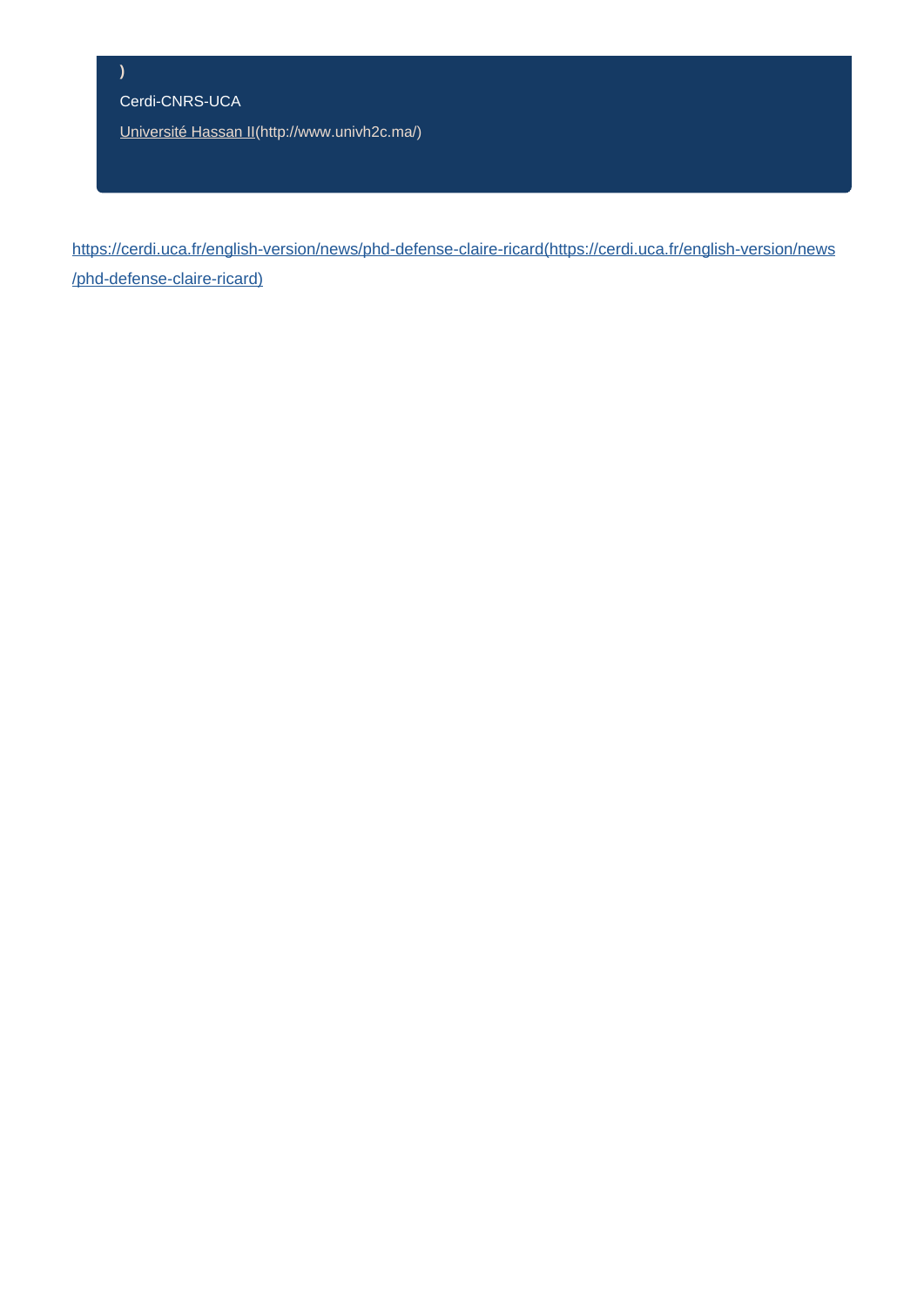)

Cerdi-CNRS-UCA

Université Hassan II(http://www.univh2c.ma/)

https://cerdi.uca.fr/english-version/news/phd-defense-claire-ricard(https://cerdi.uca.fr/english-version/news/phd-defense-claire-ricard)